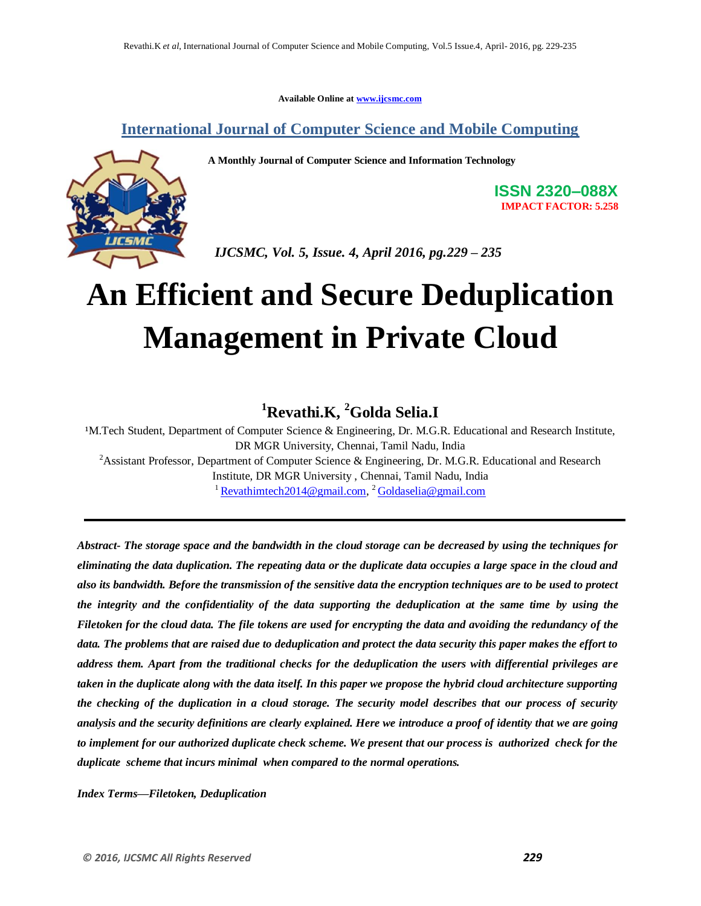Available Online at www.ijcsmc.com

## International Journal of Computer Science and Mobile Computing

**A Monthly Journal of Computer Science and Information Technology**

**ISSN 2320–088X**
**IMPACT FACTOR: 5.258**

*IJCSMC, Vol. 5, Issue. 4, April 2016, pg.229 – 235*

# An Efficient and Secure Deduplication Management in Private Cloud

**[1]Revathi.K, [2]Golda Selia.I**

[1]M.Tech Student, Department of Computer Science & Engineering, Dr. M.G.R. Educational and Research Institute, DR MGR University, Chennai, Tamil Nadu, India

[2]Assistant Professor, Department of Computer Science & Engineering, Dr. M.G.R. Educational and Research Institute, DR MGR University , Chennai, Tamil Nadu, India

[1] Revathimtech2014@gmail.com, [2] Goldaselia@gmail.com

---

***Abstract-** The storage space and the bandwidth in the cloud storage can be decreased by using the techniques for eliminating the data duplication. The repeating data or the duplicate data occupies a large space in the cloud and also its bandwidth. Before the transmission of the sensitive data the encryption techniques are to be used to protect the integrity and the confidentiality of the data supporting the deduplication at the same time by using the Filetoken for the cloud data. The file tokens are used for encrypting the data and avoiding the redundancy of the data. The problems that are raised due to deduplication and protect the data security this paper makes the effort to address them. Apart from the traditional checks for the deduplication the users with differential privileges are taken in the duplicate along with the data itself. In this paper we propose the hybrid cloud architecture supporting the checking of the duplication in a cloud storage. The security model describes that our process of security analysis and the security definitions are clearly explained. Here we introduce a proof of identity that we are going to implement for our authorized duplicate check scheme. We present that our process is authorized check for the duplicate scheme that incurs minimal when compared to the normal operations.*

***Index Terms**—Filetoken, Deduplication*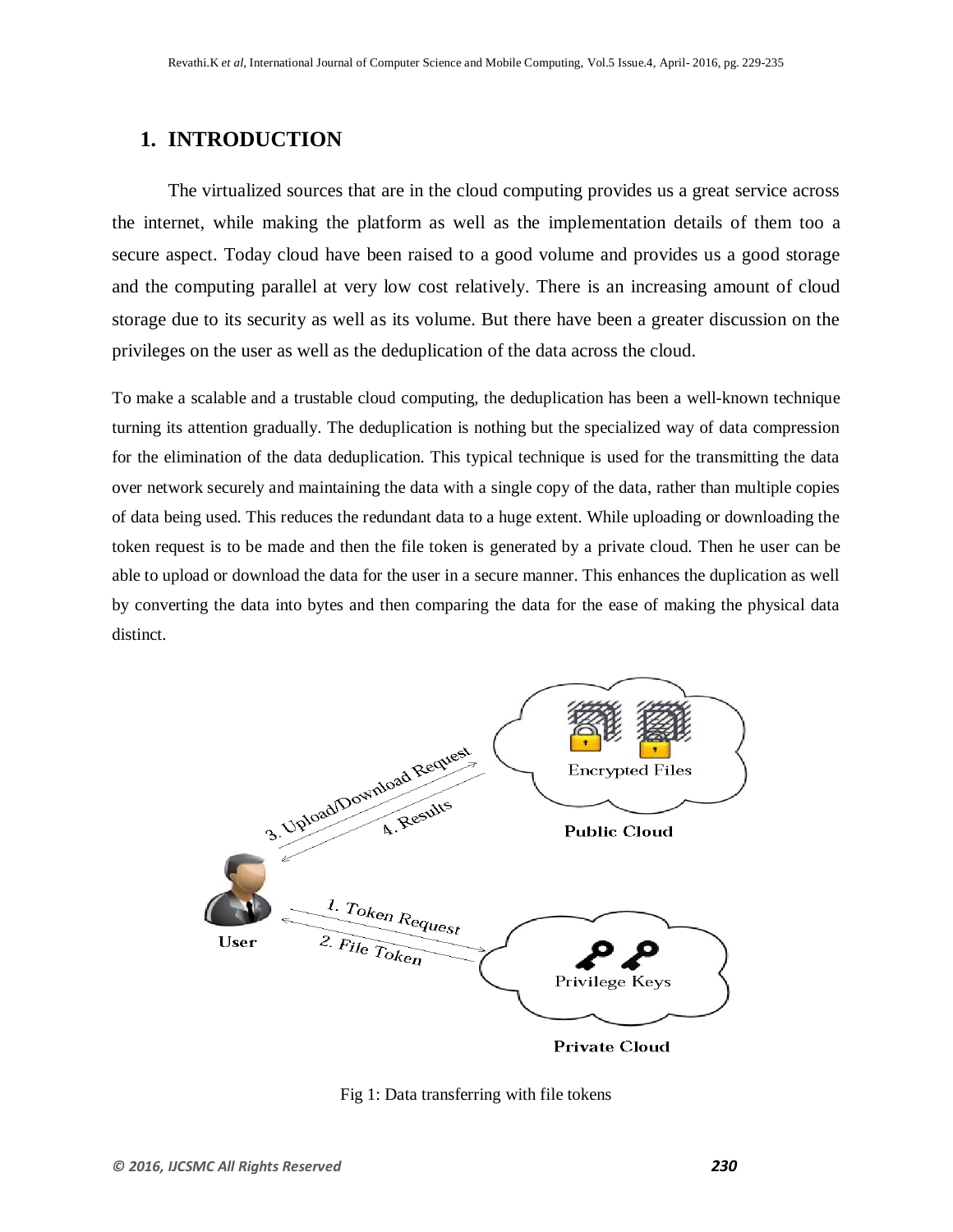# 1. INTRODUCTION

The virtualized sources that are in the cloud computing provides us a great service across the internet, while making the platform as well as the implementation details of them too a secure aspect. Today cloud have been raised to a good volume and provides us a good storage and the computing parallel at very low cost relatively. There is an increasing amount of cloud storage due to its security as well as its volume. But there have been a greater discussion on the privileges on the user as well as the deduplication of the data across the cloud.

To make a scalable and a trustable cloud computing, the deduplication has been a well-known technique turning its attention gradually. The deduplication is nothing but the specialized way of data compression for the elimination of the data deduplication. This typical technique is used for the transmitting the data over network securely and maintaining the data with a single copy of the data, rather than multiple copies of data being used. This reduces the redundant data to a huge extent. While uploading or downloading the token request is to be made and then the file token is generated by a private cloud. Then he user can be able to upload or download the data for the user in a secure manner. This enhances the duplication as well by converting the data into bytes and then comparing the data for the ease of making the physical data distinct.

Fig 1: Data transferring with file tokens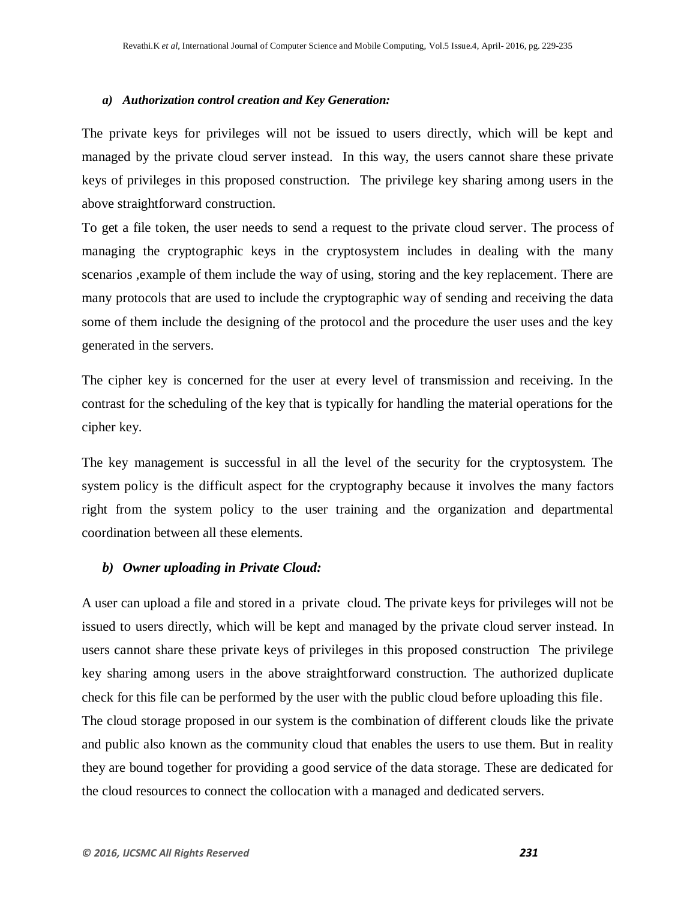#### *a) Authorization control creation and Key Generation:*

The private keys for privileges will not be issued to users directly, which will be kept and managed by the private cloud server instead. In this way, the users cannot share these private keys of privileges in this proposed construction. The privilege key sharing among users in the above straightforward construction.

To get a file token, the user needs to send a request to the private cloud server. The process of managing the cryptographic keys in the cryptosystem includes in dealing with the many scenarios ,example of them include the way of using, storing and the key replacement. There are many protocols that are used to include the cryptographic way of sending and receiving the data some of them include the designing of the protocol and the procedure the user uses and the key generated in the servers.

The cipher key is concerned for the user at every level of transmission and receiving. In the contrast for the scheduling of the key that is typically for handling the material operations for the cipher key.

The key management is successful in all the level of the security for the cryptosystem. The system policy is the difficult aspect for the cryptography because it involves the many factors right from the system policy to the user training and the organization and departmental coordination between all these elements.

#### *b) Owner uploading in Private Cloud:*

A user can upload a file and stored in a private cloud. The private keys for privileges will not be issued to users directly, which will be kept and managed by the private cloud server instead. In users cannot share these private keys of privileges in this proposed construction The privilege key sharing among users in the above straightforward construction. The authorized duplicate check for this file can be performed by the user with the public cloud before uploading this file.

The cloud storage proposed in our system is the combination of different clouds like the private and public also known as the community cloud that enables the users to use them. But in reality they are bound together for providing a good service of the data storage. These are dedicated for the cloud resources to connect the collocation with a managed and dedicated servers.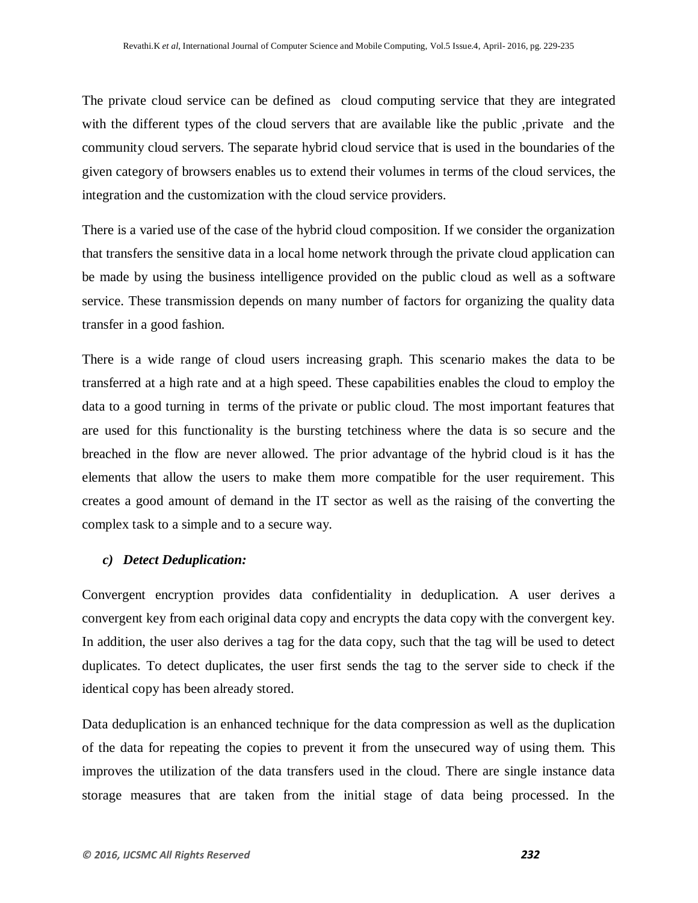The private cloud service can be defined as cloud computing service that they are integrated with the different types of the cloud servers that are available like the public ,private and the community cloud servers. The separate hybrid cloud service that is used in the boundaries of the given category of browsers enables us to extend their volumes in terms of the cloud services, the integration and the customization with the cloud service providers.

There is a varied use of the case of the hybrid cloud composition. If we consider the organization that transfers the sensitive data in a local home network through the private cloud application can be made by using the business intelligence provided on the public cloud as well as a software service. These transmission depends on many number of factors for organizing the quality data transfer in a good fashion.

There is a wide range of cloud users increasing graph. This scenario makes the data to be transferred at a high rate and at a high speed. These capabilities enables the cloud to employ the data to a good turning in terms of the private or public cloud. The most important features that are used for this functionality is the bursting tetchiness where the data is so secure and the breached in the flow are never allowed. The prior advantage of the hybrid cloud is it has the elements that allow the users to make them more compatible for the user requirement. This creates a good amount of demand in the IT sector as well as the raising of the converting the complex task to a simple and to a secure way.

### *c) Detect Deduplication:*

Convergent encryption provides data confidentiality in deduplication. A user derives a convergent key from each original data copy and encrypts the data copy with the convergent key. In addition, the user also derives a tag for the data copy, such that the tag will be used to detect duplicates. To detect duplicates, the user first sends the tag to the server side to check if the identical copy has been already stored.

Data deduplication is an enhanced technique for the data compression as well as the duplication of the data for repeating the copies to prevent it from the unsecured way of using them. This improves the utilization of the data transfers used in the cloud. There are single instance data storage measures that are taken from the initial stage of data being processed. In the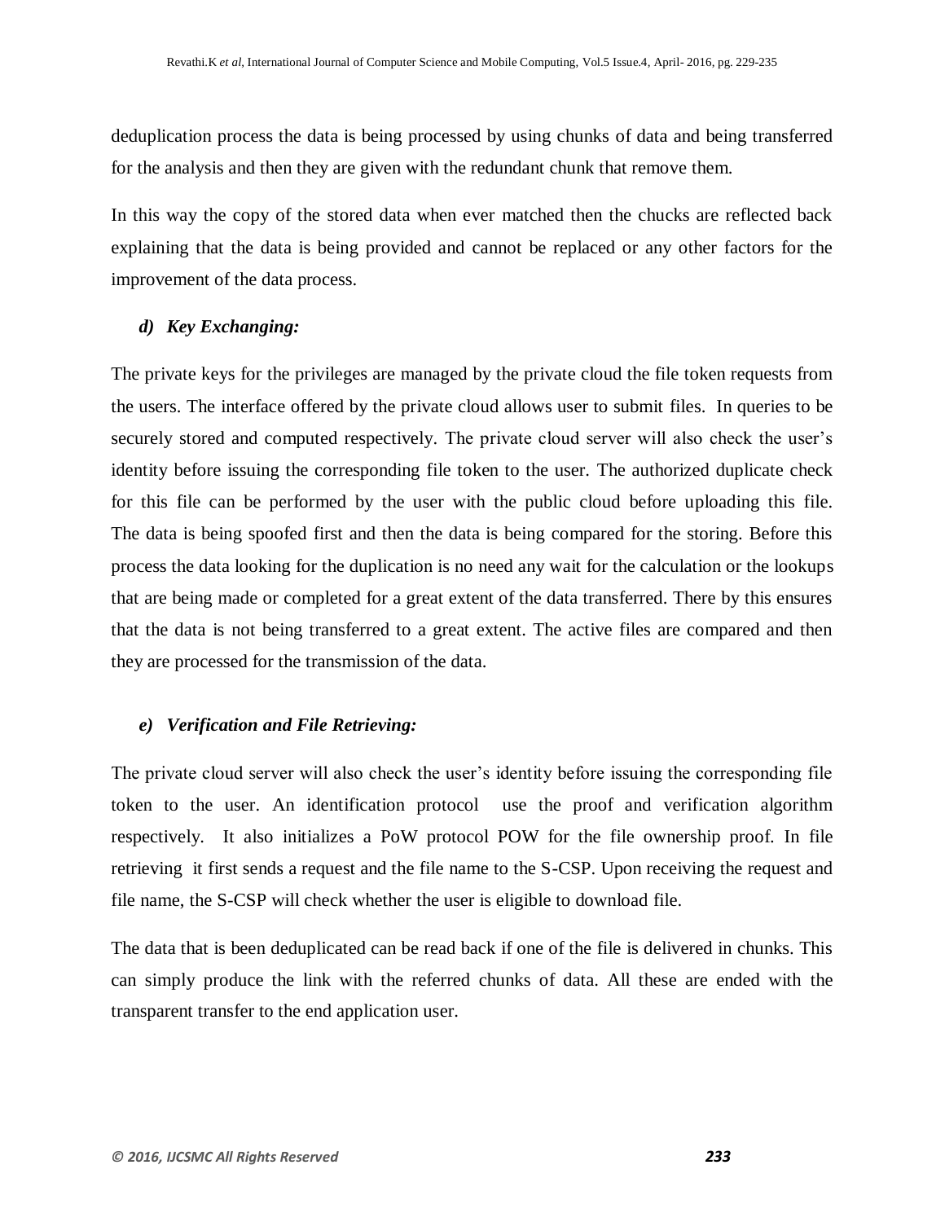deduplication process the data is being processed by using chunks of data and being transferred for the analysis and then they are given with the redundant chunk that remove them.

In this way the copy of the stored data when ever matched then the chucks are reflected back explaining that the data is being provided and cannot be replaced or any other factors for the improvement of the data process.

### *d) Key Exchanging:*

The private keys for the privileges are managed by the private cloud the file token requests from the users. The interface offered by the private cloud allows user to submit files. In queries to be securely stored and computed respectively. The private cloud server will also check the user's identity before issuing the corresponding file token to the user. The authorized duplicate check for this file can be performed by the user with the public cloud before uploading this file. The data is being spoofed first and then the data is being compared for the storing. Before this process the data looking for the duplication is no need any wait for the calculation or the lookups that are being made or completed for a great extent of the data transferred. There by this ensures that the data is not being transferred to a great extent. The active files are compared and then they are processed for the transmission of the data.

### *e) Verification and File Retrieving:*

The private cloud server will also check the user's identity before issuing the corresponding file token to the user. An identification protocol use the proof and verification algorithm respectively. It also initializes a PoW protocol POW for the file ownership proof. In file retrieving it first sends a request and the file name to the S-CSP. Upon receiving the request and file name, the S-CSP will check whether the user is eligible to download file.

The data that is been deduplicated can be read back if one of the file is delivered in chunks. This can simply produce the link with the referred chunks of data. All these are ended with the transparent transfer to the end application user.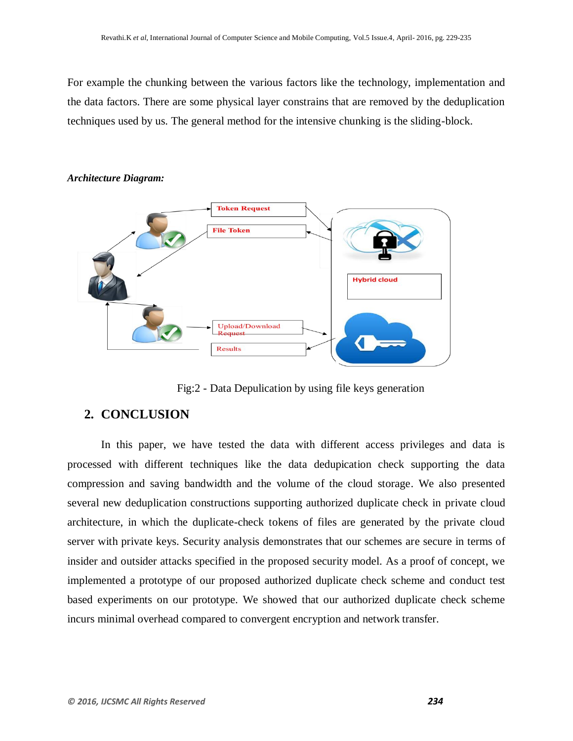For example the chunking between the various factors like the technology, implementation and the data factors. There are some physical layer constrains that are removed by the deduplication techniques used by us. The general method for the intensive chunking is the sliding-block.

***Architecture Diagram:***

Fig:2 - Data Depulication by using file keys generation

## 2. CONCLUSION

In this paper, we have tested the data with different access privileges and data is processed with different techniques like the data dedupication check supporting the data compression and saving bandwidth and the volume of the cloud storage. We also presented several new deduplication constructions supporting authorized duplicate check in private cloud architecture, in which the duplicate-check tokens of files are generated by the private cloud server with private keys. Security analysis demonstrates that our schemes are secure in terms of insider and outsider attacks specified in the proposed security model. As a proof of concept, we implemented a prototype of our proposed authorized duplicate check scheme and conduct test based experiments on our prototype. We showed that our authorized duplicate check scheme incurs minimal overhead compared to convergent encryption and network transfer.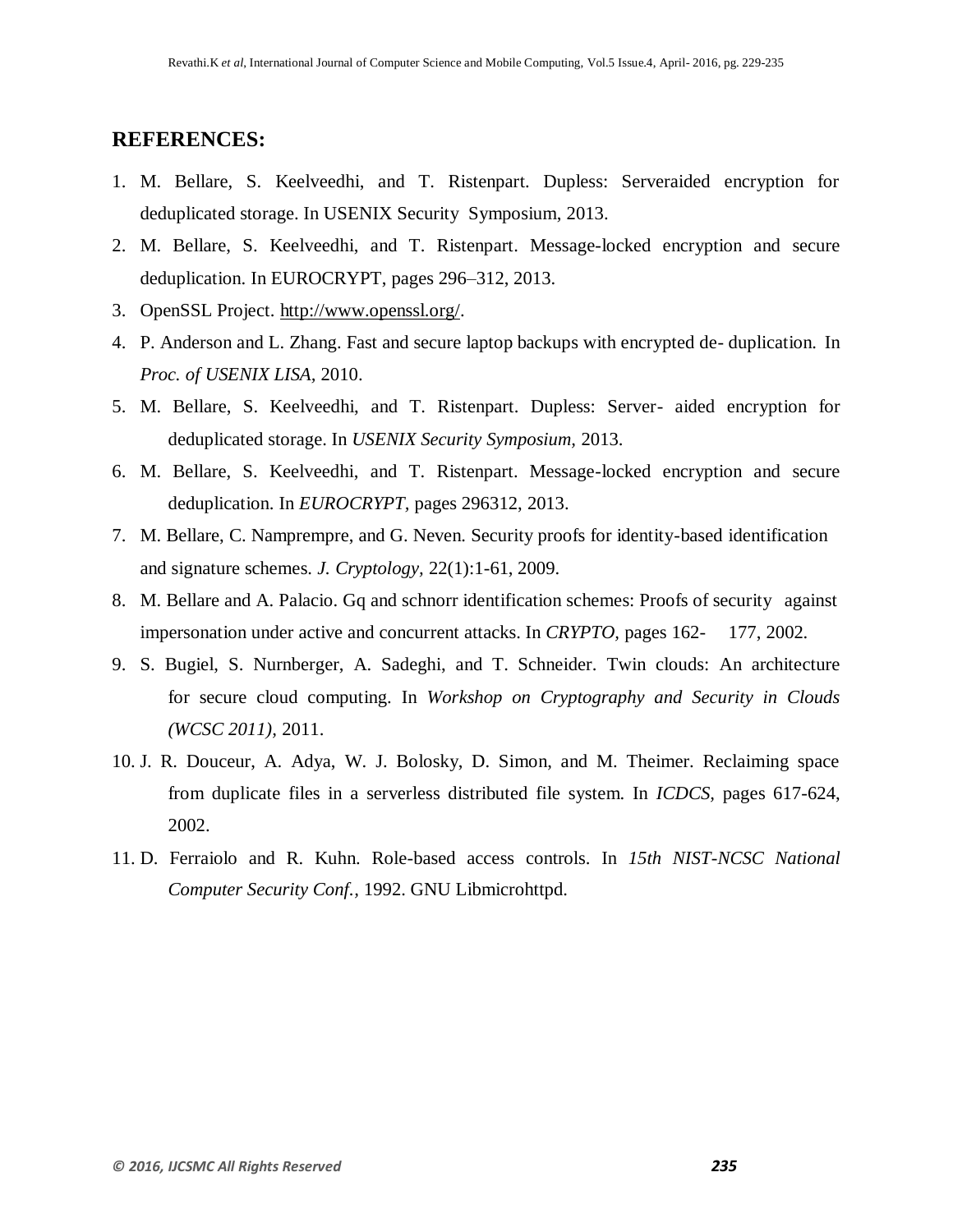## REFERENCES:

1. M. Bellare, S. Keelveedhi, and T. Ristenpart. Dupless: Serveraided encryption for deduplicated storage. In USENIX Security Symposium, 2013.
2. M. Bellare, S. Keelveedhi, and T. Ristenpart. Message-locked encryption and secure deduplication. In EUROCRYPT, pages 296–312, 2013.
3. OpenSSL Project. http://www.openssl.org/.
4. P. Anderson and L. Zhang. Fast and secure laptop backups with encrypted de- duplication. In *Proc. of USENIX LISA*, 2010.
5. M. Bellare, S. Keelveedhi, and T. Ristenpart. Dupless: Server- aided encryption for deduplicated storage. In *USENIX Security Symposium*, 2013.
6. M. Bellare, S. Keelveedhi, and T. Ristenpart. Message-locked encryption and secure deduplication. In *EUROCRYPT*, pages 296312, 2013.
7. M. Bellare, C. Namprempre, and G. Neven. Security proofs for identity-based identification and signature schemes. *J. Cryptology*, 22(1):1-61, 2009.
8. M. Bellare and A. Palacio. Gq and schnorr identification schemes: Proofs of security against impersonation under active and concurrent attacks. In *CRYPTO*, pages 162- 177, 2002.
9. S. Bugiel, S. Nurnberger, A. Sadeghi, and T. Schneider. Twin clouds: An architecture for secure cloud computing. In *Workshop on Cryptography and Security in Clouds (WCSC 2011)*, 2011.
10. J. R. Douceur, A. Adya, W. J. Bolosky, D. Simon, and M. Theimer. Reclaiming space from duplicate files in a serverless distributed file system. In *ICDCS*, pages 617-624, 2002.
11. D. Ferraiolo and R. Kuhn. Role-based access controls. In *15th NIST-NCSC National Computer Security Conf.*, 1992. GNU Libmicrohttpd.